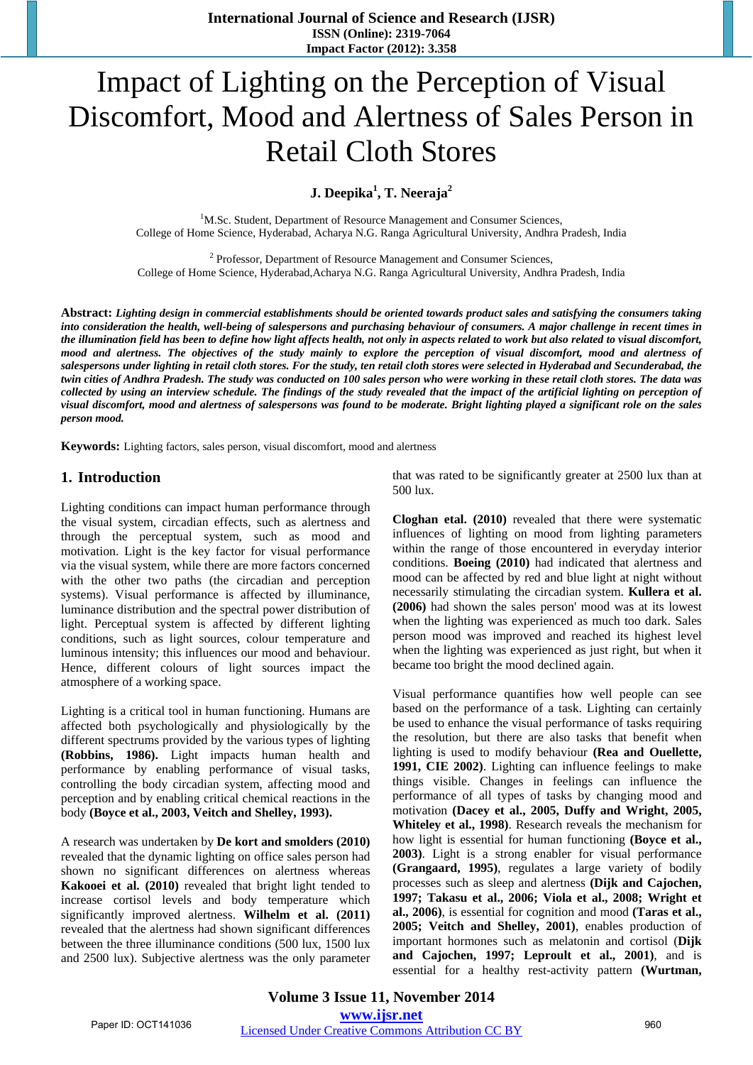# Impact of Lighting on the Perception of Visual Discomfort, Mood and Alertness of Sales Person in Retail Cloth Stores

**J. Deepika[1], T. Neeraja[2]**

[1]M.Sc. Student, Department of Resource Management and Consumer Sciences, College of Home Science, Hyderabad, Acharya N.G. Ranga Agricultural University, Andhra Pradesh, India

[2] Professor, Department of Resource Management and Consumer Sciences, College of Home Science, Hyderabad,Acharya N.G. Ranga Agricultural University, Andhra Pradesh, India

**Abstract:** ***Lighting design in commercial establishments should be oriented towards product sales and satisfying the consumers taking into consideration the health, well-being of salespersons and purchasing behaviour of consumers. A major challenge in recent times in the illumination field has been to define how light affects health, not only in aspects related to work but also related to visual discomfort, mood and alertness. The objectives of the study mainly to explore the perception of visual discomfort, mood and alertness of salespersons under lighting in retail cloth stores. For the study, ten retail cloth stores were selected in Hyderabad and Secunderabad, the twin cities of Andhra Pradesh. The study was conducted on 100 sales person who were working in these retail cloth stores. The data was collected by using an interview schedule. The findings of the study revealed that the impact of the artificial lighting on perception of visual discomfort, mood and alertness of salespersons was found to be moderate. Bright lighting played a significant role on the sales person mood.***

**Keywords:** Lighting factors, sales person, visual discomfort, mood and alertness

## 1. Introduction

Lighting conditions can impact human performance through the visual system, circadian effects, such as alertness and through the perceptual system, such as mood and motivation. Light is the key factor for visual performance via the visual system, while there are more factors concerned with the other two paths (the circadian and perception systems). Visual performance is affected by illuminance, luminance distribution and the spectral power distribution of light. Perceptual system is affected by different lighting conditions, such as light sources, colour temperature and luminous intensity; this influences our mood and behaviour. Hence, different colours of light sources impact the atmosphere of a working space.

Lighting is a critical tool in human functioning. Humans are affected both psychologically and physiologically by the different spectrums provided by the various types of lighting **(Robbins, 1986).** Light impacts human health and performance by enabling performance of visual tasks, controlling the body circadian system, affecting mood and perception and by enabling critical chemical reactions in the body **(Boyce et al., 2003, Veitch and Shelley, 1993).**

A research was undertaken by **De kort and smolders (2010)** revealed that the dynamic lighting on office sales person had shown no significant differences on alertness whereas **Kakooei et al. (2010)** revealed that bright light tended to increase cortisol levels and body temperature which significantly improved alertness. **Wilhelm et al. (2011)** revealed that the alertness had shown significant differences between the three illuminance conditions (500 lux, 1500 lux and 2500 lux). Subjective alertness was the only parameter that was rated to be significantly greater at 2500 lux than at 500 lux.

**Cloghan etal. (2010)** revealed that there were systematic influences of lighting on mood from lighting parameters within the range of those encountered in everyday interior conditions. **Boeing (2010)** had indicated that alertness and mood can be affected by red and blue light at night without necessarily stimulating the circadian system. **Kullera et al. (2006)** had shown the sales person' mood was at its lowest when the lighting was experienced as much too dark. Sales person mood was improved and reached its highest level when the lighting was experienced as just right, but when it became too bright the mood declined again.

Visual performance quantifies how well people can see based on the performance of a task. Lighting can certainly be used to enhance the visual performance of tasks requiring the resolution, but there are also tasks that benefit when lighting is used to modify behaviour **(Rea and Ouellette, 1991, CIE 2002)**. Lighting can influence feelings to make things visible. Changes in feelings can influence the performance of all types of tasks by changing mood and motivation **(Dacey et al., 2005, Duffy and Wright, 2005, Whiteley et al., 1998)**. Research reveals the mechanism for how light is essential for human functioning **(Boyce et al., 2003)**. Light is a strong enabler for visual performance **(Grangaard, 1995)**, regulates a large variety of bodily processes such as sleep and alertness **(Dijk and Cajochen, 1997; Takasu et al., 2006; Viola et al., 2008; Wright et al., 2006)**, is essential for cognition and mood **(Taras et al., 2005; Veitch and Shelley, 2001)**, enables production of important hormones such as melatonin and cortisol (**Dijk and Cajochen, 1997; Leproult et al., 2001**), and is essential for a healthy rest-activity pattern **(Wurtman,**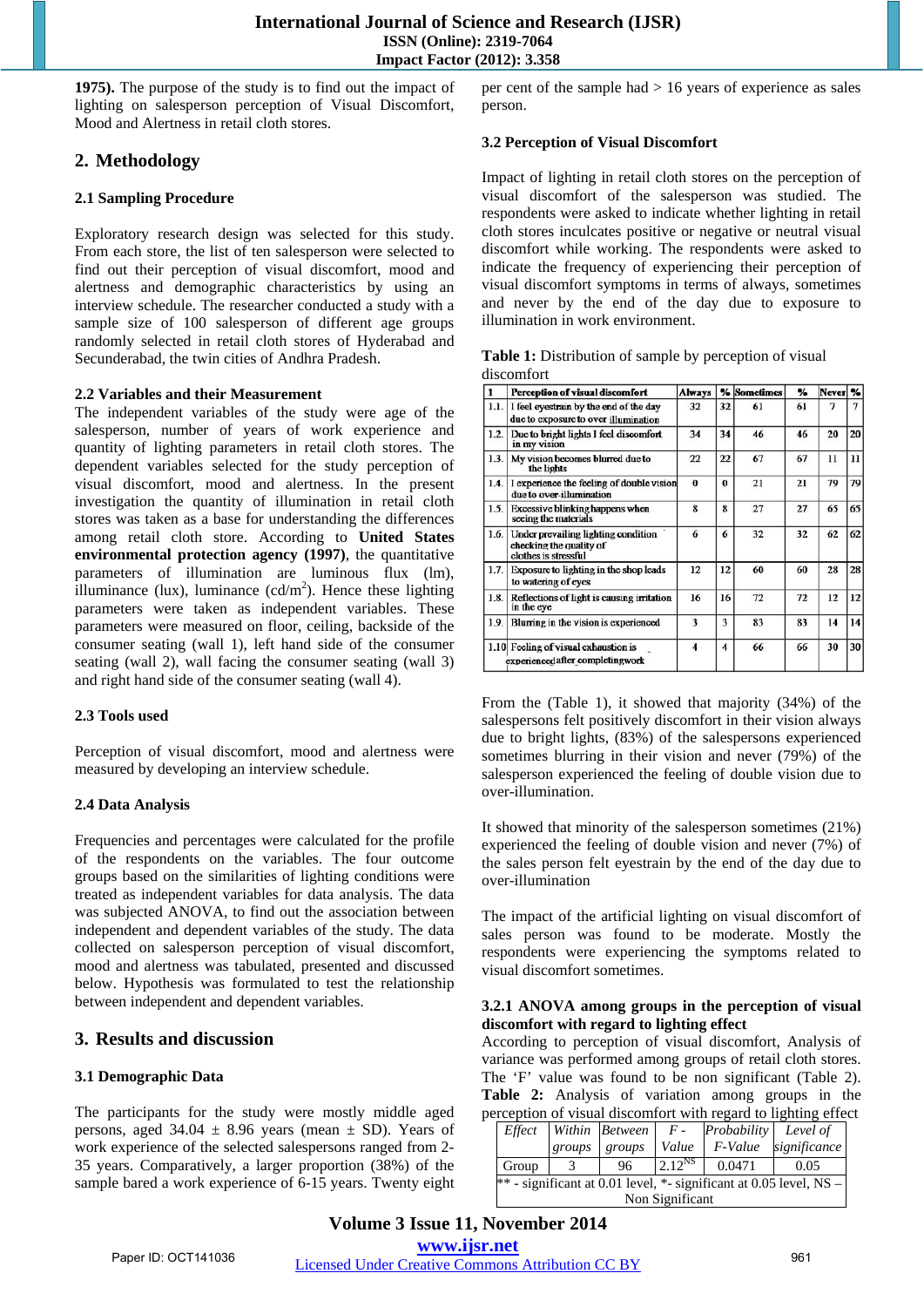1975). The purpose of the study is to find out the impact of lighting on salesperson perception of Visual Discomfort, Mood and Alertness in retail cloth stores.

## 2. Methodology

### 2.1 Sampling Procedure

Exploratory research design was selected for this study. From each store, the list of ten salesperson were selected to find out their perception of visual discomfort, mood and alertness and demographic characteristics by using an interview schedule. The researcher conducted a study with a sample size of 100 salesperson of different age groups randomly selected in retail cloth stores of Hyderabad and Secunderabad, the twin cities of Andhra Pradesh.

### 2.2 Variables and their Measurement

The independent variables of the study were age of the salesperson, number of years of work experience and quantity of lighting parameters in retail cloth stores. The dependent variables selected for the study perception of visual discomfort, mood and alertness. In the present investigation the quantity of illumination in retail cloth stores was taken as a base for understanding the differences among retail cloth store. According to **United States environmental protection agency (1997)**, the quantitative parameters of illumination are luminous flux (lm), illuminance (lux), luminance (cd/m$^2$). Hence these lighting parameters were taken as independent variables. These parameters were measured on floor, ceiling, backside of the consumer seating (wall 1), left hand side of the consumer seating (wall 2), wall facing the consumer seating (wall 3) and right hand side of the consumer seating (wall 4).

### 2.3 Tools used

Perception of visual discomfort, mood and alertness were measured by developing an interview schedule.

### 2.4 Data Analysis

Frequencies and percentages were calculated for the profile of the respondents on the variables. The four outcome groups based on the similarities of lighting conditions were treated as independent variables for data analysis. The data was subjected ANOVA, to find out the association between independent and dependent variables of the study. The data collected on salesperson perception of visual discomfort, mood and alertness was tabulated, presented and discussed below. Hypothesis was formulated to test the relationship between independent and dependent variables.

## 3. Results and discussion

### 3.1 Demographic Data

The participants for the study were mostly middle aged persons, aged 34.04 ± 8.96 years (mean ± SD). Years of work experience of the selected salespersons ranged from 2-35 years. Comparatively, a larger proportion (38%) of the sample bared a work experience of 6-15 years. Twenty eight per cent of the sample had > 16 years of experience as sales person.

### 3.2 Perception of Visual Discomfort

Impact of lighting in retail cloth stores on the perception of visual discomfort of the salesperson was studied. The respondents were asked to indicate whether lighting in retail cloth stores inculcates positive or negative or neutral visual discomfort while working. The respondents were asked to indicate the frequency of experiencing their perception of visual discomfort symptoms in terms of always, sometimes and never by the end of the day due to exposure to illumination in work environment.

**Table 1:** Distribution of sample by perception of visual discomfort

| 1 | Perception of visual discomfort | Always | % | Sometimes | % | Never | % |
|---|---|---|---|---|---|---|---|
| 1.1. | I feel eyestrain by the end of the day due to exposure to over illumination | 32 | 32 | 61 | 61 | 7 | 7 |
| 1.2. | Due to bright lights I feel discomfort in my vision | 34 | 34 | 46 | 46 | 20 | 20 |
| 1.3. | My vision becomes blurred due to the lights | 22 | 22 | 67 | 67 | 11 | 11 |
| 1.4. | I experience the feeling of double vision due to over-illumination | 0 | 0 | 21 | 21 | 79 | 79 |
| 1.5. | Excessive blinking happens when seeing the materials | 8 | 8 | 27 | 27 | 65 | 65 |
| 1.6. | Under prevailing lighting condition checking the quality of clothes is stressful | 6 | 6 | 32 | 32 | 62 | 62 |
| 1.7. | Exposure to lighting in the shop leads to watering of eyes | 12 | 12 | 60 | 60 | 28 | 28 |
| 1.8. | Reflections of light is causing irritation in the eye | 16 | 16 | 72 | 72 | 12 | 12 |
| 1.9. | Blurring in the vision is experienced | 3 | 3 | 83 | 83 | 14 | 14 |
| 1.10 | Feeling of visual exhaustion is experienced after completing work | 4 | 4 | 66 | 66 | 30 | 30 |

From the (Table 1), it showed that majority (34%) of the salespersons felt positively discomfort in their vision always due to bright lights, (83%) of the salespersons experienced sometimes blurring in their vision and never (79%) of the salesperson experienced the feeling of double vision due to over-illumination.

It showed that minority of the salesperson sometimes (21%) experienced the feeling of double vision and never (7%) of the sales person felt eyestrain by the end of the day due to over-illumination

The impact of the artificial lighting on visual discomfort of sales person was found to be moderate. Mostly the respondents were experiencing the symptoms related to visual discomfort sometimes.

#### 3.2.1 ANOVA among groups in the perception of visual discomfort with regard to lighting effect

According to perception of visual discomfort, Analysis of variance was performed among groups of retail cloth stores. The 'F' value was found to be non significant (Table 2).

**Table 2:** Analysis of variation among groups in the perception of visual discomfort with regard to lighting effect

| *Effect* | *Within groups* | *Between groups* | *F - Value* | *Probability F-Value* | *Level of significance* |
|---|---|---|---|---|---|
| Group | 3 | 96 | 2.12$^{NS}$ | 0.0471 | 0.05 |
| ** - significant at 0.01 level, *- significant at 0.05 level, NS – Non Significant | | | | | |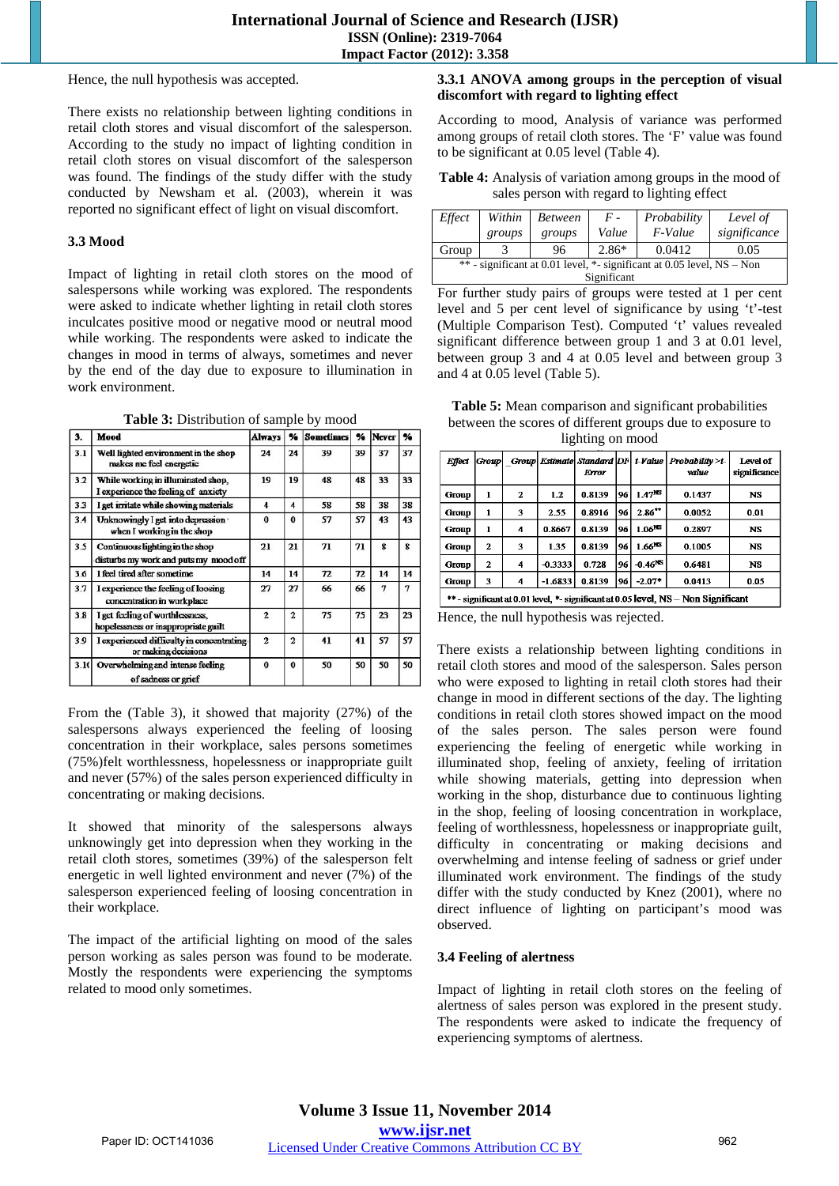Hence, the null hypothesis was accepted.

There exists no relationship between lighting conditions in retail cloth stores and visual discomfort of the salesperson. According to the study no impact of lighting condition in retail cloth stores on visual discomfort of the salesperson was found. The findings of the study differ with the study conducted by Newsham et al. (2003), wherein it was reported no significant effect of light on visual discomfort.

### 3.3 Mood

Impact of lighting in retail cloth stores on the mood of salespersons while working was explored. The respondents were asked to indicate whether lighting in retail cloth stores inculcates positive mood or negative mood or neutral mood while working. The respondents were asked to indicate the changes in mood in terms of always, sometimes and never by the end of the day due to exposure to illumination in work environment.

**Table 3:** Distribution of sample by mood

| 3. | Mood | Always | % | Sometimes | % | Never | % |
|---|---|---|---|---|---|---|---|
| 3.1 | Well lighted environment in the shop makes me feel energetic | 24 | 24 | 39 | 39 | 37 | 37 |
| 3.2 | While working in illuminated shop, I experience the feeling of anxiety | 19 | 19 | 48 | 48 | 33 | 33 |
| 3.3 | I get irritate while showing materials | 4 | 4 | 58 | 58 | 38 | 38 |
| 3.4 | Unknowingly I get into depression when I working in the shop | 0 | 0 | 57 | 57 | 43 | 43 |
| 3.5 | Continuous lighting in the shop disturbs my work and puts my mood off | 21 | 21 | 71 | 71 | 8 | 8 |
| 3.6 | I feel tired after sometime | 14 | 14 | 72 | 72 | 14 | 14 |
| 3.7 | I experience the feeling of loosing concentration in workplace | 27 | 27 | 66 | 66 | 7 | 7 |
| 3.8 | I get feeling of worthlessness, hopelessness or inappropriate guilt | 2 | 2 | 75 | 75 | 23 | 23 |
| 3.9 | I experienced difficulty in concentrating or making decisions | 2 | 2 | 41 | 41 | 57 | 57 |
| 3.10 | Overwhelming and intense feeling of sadness or grief | 0 | 0 | 50 | 50 | 50 | 50 |

From the (Table 3), it showed that majority (27%) of the salespersons always experienced the feeling of loosing concentration in their workplace, sales persons sometimes (75%)felt worthlessness, hopelessness or inappropriate guilt and never (57%) of the sales person experienced difficulty in concentrating or making decisions.

It showed that minority of the salespersons always unknowingly get into depression when they working in the retail cloth stores, sometimes (39%) of the salesperson felt energetic in well lighted environment and never (7%) of the salesperson experienced feeling of loosing concentration in their workplace.

The impact of the artificial lighting on mood of the sales person working as sales person was found to be moderate. Mostly the respondents were experiencing the symptoms related to mood only sometimes.

#### 3.3.1 ANOVA among groups in the perception of visual discomfort with regard to lighting effect

According to mood, Analysis of variance was performed among groups of retail cloth stores. The 'F' value was found to be significant at 0.05 level (Table 4).

**Table 4:** Analysis of variation among groups in the mood of sales person with regard to lighting effect

| *Effect* | *Within groups* | *Between groups* | *F - Value* | *Probability F-Value* | *Level of significance* |
|---|---|---|---|---|---|
| Group | 3 | 96 | 2.86* | 0.0412 | 0.05 |

** - significant at 0.01 level, *- significant at 0.05 level, NS – Non Significant

For further study pairs of groups were tested at 1 per cent level and 5 per cent level of significance by using 't'-test (Multiple Comparison Test). Computed 't' values revealed significant difference between group 1 and 3 at 0.01 level, between group 3 and 4 at 0.05 level and between group 3 and 4 at 0.05 level (Table 5).

**Table 5:** Mean comparison and significant probabilities between the scores of different groups due to exposure to lighting on mood

| *Effect* | *Group* | *Group* | *Estimate* | *Standard Error* | *DF* | *t-Value* | *Probability >t-value* | Level of significance |
|---|---|---|---|---|---|---|---|---|
| Group | 1 | 2 | 1.2 | 0.8139 | 96 | 1.47$^{NS}$ | 0.1437 | NS |
| Group | 1 | 3 | 2.55 | 0.8916 | 96 | 2.86** | 0.0052 | 0.01 |
| Group | 1 | 4 | 0.8667 | 0.8139 | 96 | 1.06$^{NS}$ | 0.2897 | NS |
| Group | 2 | 3 | 1.35 | 0.8139 | 96 | 1.66$^{NS}$ | 0.1005 | NS |
| Group | 2 | 4 | -0.3333 | 0.728 | 96 | -0.46$^{NS}$ | 0.6481 | NS |
| Group | 3 | 4 | -1.6833 | 0.8139 | 96 | -2.07* | 0.0413 | 0.05 |

** - significant at 0.01 level, *- significant at 0.05 level, NS – Non Significant

Hence, the null hypothesis was rejected.

There exists a relationship between lighting conditions in retail cloth stores and mood of the salesperson. Sales person who were exposed to lighting in retail cloth stores had their change in mood in different sections of the day. The lighting conditions in retail cloth stores showed impact on the mood of the sales person. The sales person were found experiencing the feeling of energetic while working in illuminated shop, feeling of anxiety, feeling of irritation while showing materials, getting into depression when working in the shop, disturbance due to continuous lighting in the shop, feeling of loosing concentration in workplace, feeling of worthlessness, hopelessness or inappropriate guilt, difficulty in concentrating or making decisions and overwhelming and intense feeling of sadness or grief under illuminated work environment. The findings of the study differ with the study conducted by Knez (2001), where no direct influence of lighting on participant's mood was observed.

### 3.4 Feeling of alertness

Impact of lighting in retail cloth stores on the feeling of alertness of sales person was explored in the present study. The respondents were asked to indicate the frequency of experiencing symptoms of alertness.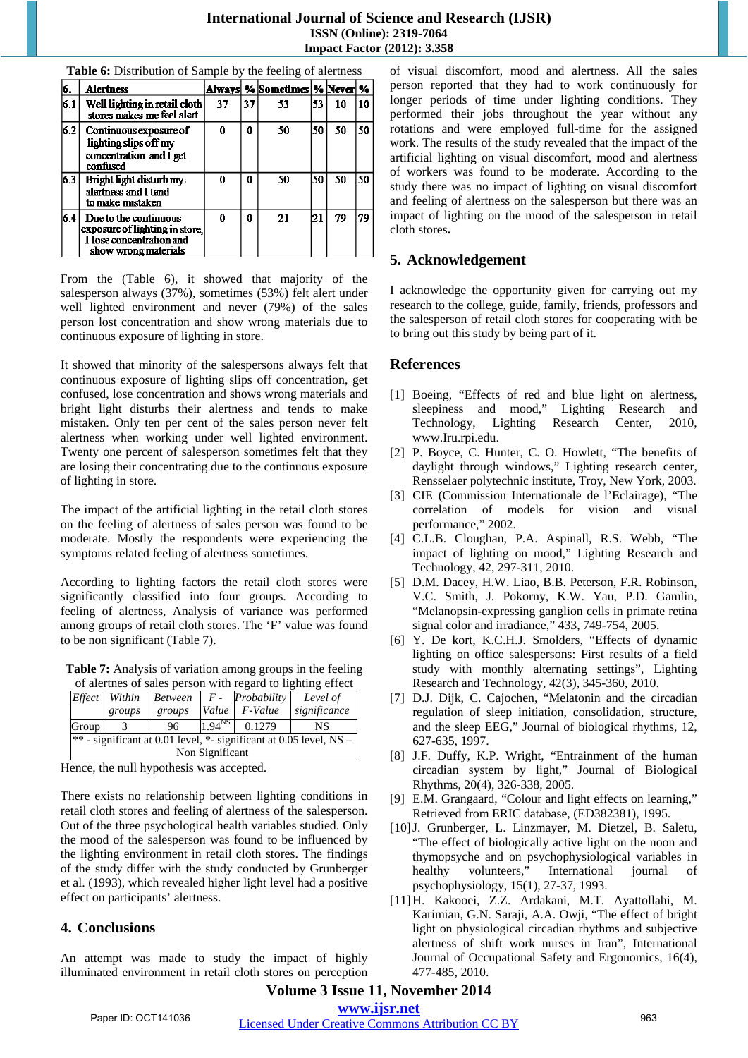**Table 6:** Distribution of Sample by the feeling of alertness

| 6. | Alertness | Always | % | Sometimes | % | Never | % |
|---|---|---|---|---|---|---|---|
| 6.1 | Well lighting in retail cloth stores makes me feel alert | 37 | 37 | 53 | 53 | 10 | 10 |
| 6.2 | Continuous exposure of lighting slips off my concentration and I get confused | 0 | 0 | 50 | 50 | 50 | 50 |
| 6.3 | Bright light disturb my alertness and I tend to make mistaken | 0 | 0 | 50 | 50 | 50 | 50 |
| 6.4 | Due to the continuous exposure of lighting in store, I lose concentration and show wrong materials | 0 | 0 | 21 | 21 | 79 | 79 |

From the (Table 6), it showed that majority of the salesperson always (37%), sometimes (53%) felt alert under well lighted environment and never (79%) of the sales person lost concentration and show wrong materials due to continuous exposure of lighting in store.

It showed that minority of the salespersons always felt that continuous exposure of lighting slips off concentration, get confused, lose concentration and shows wrong materials and bright light disturbs their alertness and tends to make mistaken. Only ten per cent of the sales person never felt alertness when working under well lighted environment. Twenty one percent of salesperson sometimes felt that they are losing their concentrating due to the continuous exposure of lighting in store.

The impact of the artificial lighting in the retail cloth stores on the feeling of alertness of sales person was found to be moderate. Mostly the respondents were experiencing the symptoms related feeling of alertness sometimes.

According to lighting factors the retail cloth stores were significantly classified into four groups. According to feeling of alertness, Analysis of variance was performed among groups of retail cloth stores. The 'F' value was found to be non significant (Table 7).

**Table 7:** Analysis of variation among groups in the feeling of alertnes of sales person with regard to lighting effect

| *Effect* | *Within groups* | *Between groups* | *F - Value* | *Probability F-Value* | *Level of significance* |
|---|---|---|---|---|---|
| Group | 3 | 96 | $1.94^{NS}$ | 0.1279 | NS |
| ** - significant at 0.01 level, *- significant at 0.05 level, NS – Non Significant | | | | | |

Hence, the null hypothesis was accepted.

There exists no relationship between lighting conditions in retail cloth stores and feeling of alertness of the salesperson. Out of the three psychological health variables studied. Only the mood of the salesperson was found to be influenced by the lighting environment in retail cloth stores. The findings of the study differ with the study conducted by Grunberger et al. (1993), which revealed higher light level had a positive effect on participants' alertness.

## 4. Conclusions

An attempt was made to study the impact of highly illuminated environment in retail cloth stores on perception of visual discomfort, mood and alertness. All the sales person reported that they had to work continuously for longer periods of time under lighting conditions. They performed their jobs throughout the year without any rotations and were employed full-time for the assigned work. The results of the study revealed that the impact of the artificial lighting on visual discomfort, mood and alertness of workers was found to be moderate. According to the study there was no impact of lighting on visual discomfort and feeling of alertness on the salesperson but there was an impact of lighting on the mood of the salesperson in retail cloth stores.

## 5. Acknowledgement

I acknowledge the opportunity given for carrying out my research to the college, guide, family, friends, professors and the salesperson of retail cloth stores for cooperating with be to bring out this study by being part of it.

## References

[1] Boeing, "Effects of red and blue light on alertness, sleepiness and mood," Lighting Research and Technology, Lighting Research Center, 2010, www.Iru.rpi.edu.

[2] P. Boyce, C. Hunter, C. O. Howlett, "The benefits of daylight through windows," Lighting research center, Rensselaer polytechnic institute, Troy, New York, 2003.

[3] CIE (Commission Internationale de l'Eclairage), "The correlation of models for vision and visual performance," 2002.

[4] C.L.B. Cloughan, P.A. Aspinall, R.S. Webb, "The impact of lighting on mood," Lighting Research and Technology, 42, 297-311, 2010.

[5] D.M. Dacey, H.W. Liao, B.B. Peterson, F.R. Robinson, V.C. Smith, J. Pokorny, K.W. Yau, P.D. Gamlin, "Melanopsin-expressing ganglion cells in primate retina signal color and irradiance," 433, 749-754, 2005.

[6] Y. De kort, K.C.H.J. Smolders, "Effects of dynamic lighting on office salespersons: First results of a field study with monthly alternating settings", Lighting Research and Technology, 42(3), 345-360, 2010.

[7] D.J. Dijk, C. Cajochen, "Melatonin and the circadian regulation of sleep initiation, consolidation, structure, and the sleep EEG," Journal of biological rhythms, 12, 627-635, 1997.

[8] J.F. Duffy, K.P. Wright, "Entrainment of the human circadian system by light," Journal of Biological Rhythms, 20(4), 326-338, 2005.

[9] E.M. Grangaard, "Colour and light effects on learning," Retrieved from ERIC database, (ED382381), 1995.

[10] J. Grunberger, L. Linzmayer, M. Dietzel, B. Saletu, "The effect of biologically active light on the noon and thymopsyche and on psychophysiological variables in healthy volunteers," International journal of psychophysiology, 15(1), 27-37, 1993.

[11] H. Kakooei, Z.Z. Ardakani, M.T. Ayattollahi, M. Karimian, G.N. Saraji, A.A. Owji, "The effect of bright light on physiological circadian rhythms and subjective alertness of shift work nurses in Iran", International Journal of Occupational Safety and Ergonomics, 16(4), 477-485, 2010.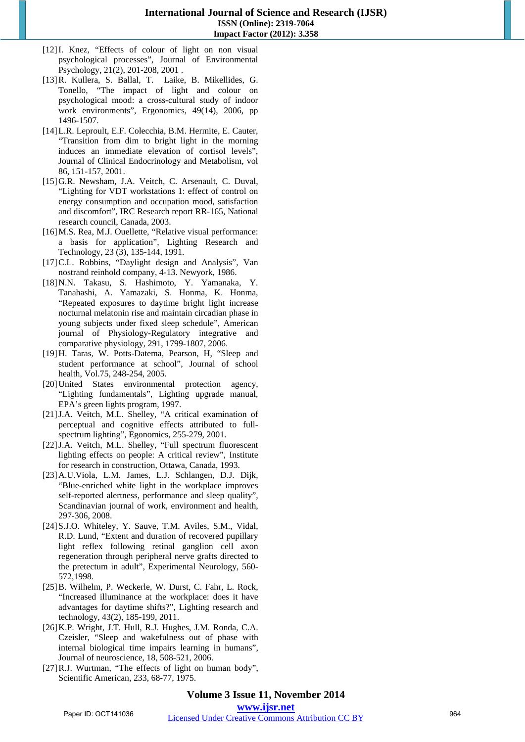[12] I. Knez, "Effects of colour of light on non visual psychological processes", Journal of Environmental Psychology, 21(2), 201-208, 2001 .

[13] R. Kullera, S. Ballal, T. Laike, B. Mikellides, G. Tonello, "The impact of light and colour on psychological mood: a cross-cultural study of indoor work environments", Ergonomics, 49(14), 2006, pp 1496-1507.

[14] L.R. Leproult, E.F. Colecchia, B.M. Hermite, E. Cauter, "Transition from dim to bright light in the morning induces an immediate elevation of cortisol levels", Journal of Clinical Endocrinology and Metabolism, vol 86, 151-157, 2001.

[15] G.R. Newsham, J.A. Veitch, C. Arsenault, C. Duval, "Lighting for VDT workstations 1: effect of control on energy consumption and occupation mood, satisfaction and discomfort", IRC Research report RR-165, National research council, Canada, 2003.

[16] M.S. Rea, M.J. Ouellette, "Relative visual performance: a basis for application", Lighting Research and Technology, 23 (3), 135-144, 1991.

[17] C.L. Robbins, "Daylight design and Analysis", Van nostrand reinhold company, 4-13. Newyork, 1986.

[18] N.N. Takasu, S. Hashimoto, Y. Yamanaka, Y. Tanahashi, A. Yamazaki, S. Honma, K. Honma, "Repeated exposures to daytime bright light increase nocturnal melatonin rise and maintain circadian phase in young subjects under fixed sleep schedule", American journal of Physiology-Regulatory integrative and comparative physiology, 291, 1799-1807, 2006.

[19] H. Taras, W. Potts-Datema, Pearson, H, "Sleep and student performance at school", Journal of school health, Vol.75, 248-254, 2005.

[20] United States environmental protection agency, "Lighting fundamentals", Lighting upgrade manual, EPA's green lights program, 1997.

[21] J.A. Veitch, M.L. Shelley, "A critical examination of perceptual and cognitive effects attributed to full-spectrum lighting", Egonomics, 255-279, 2001.

[22] J.A. Veitch, M.L. Shelley, "Full spectrum fluorescent lighting effects on people: A critical review", Institute for research in construction, Ottawa, Canada, 1993.

[23] A.U.Viola, L.M. James, L.J. Schlangen, D.J. Dijk, "Blue-enriched white light in the workplace improves self-reported alertness, performance and sleep quality", Scandinavian journal of work, environment and health, 297-306, 2008.

[24] S.J.O. Whiteley, Y. Sauve, T.M. Aviles, S.M., Vidal, R.D. Lund, "Extent and duration of recovered pupillary light reflex following retinal ganglion cell axon regeneration through peripheral nerve grafts directed to the pretectum in adult", Experimental Neurology, 560-572,1998.

[25] B. Wilhelm, P. Weckerle, W. Durst, C. Fahr, L. Rock, "Increased illuminance at the workplace: does it have advantages for daytime shifts?", Lighting research and technology, 43(2), 185-199, 2011.

[26] K.P. Wright, J.T. Hull, R.J. Hughes, J.M. Ronda, C.A. Czeisler, "Sleep and wakefulness out of phase with internal biological time impairs learning in humans", Journal of neuroscience, 18, 508-521, 2006.

[27] R.J. Wurtman, "The effects of light on human body", Scientific American, 233, 68-77, 1975.